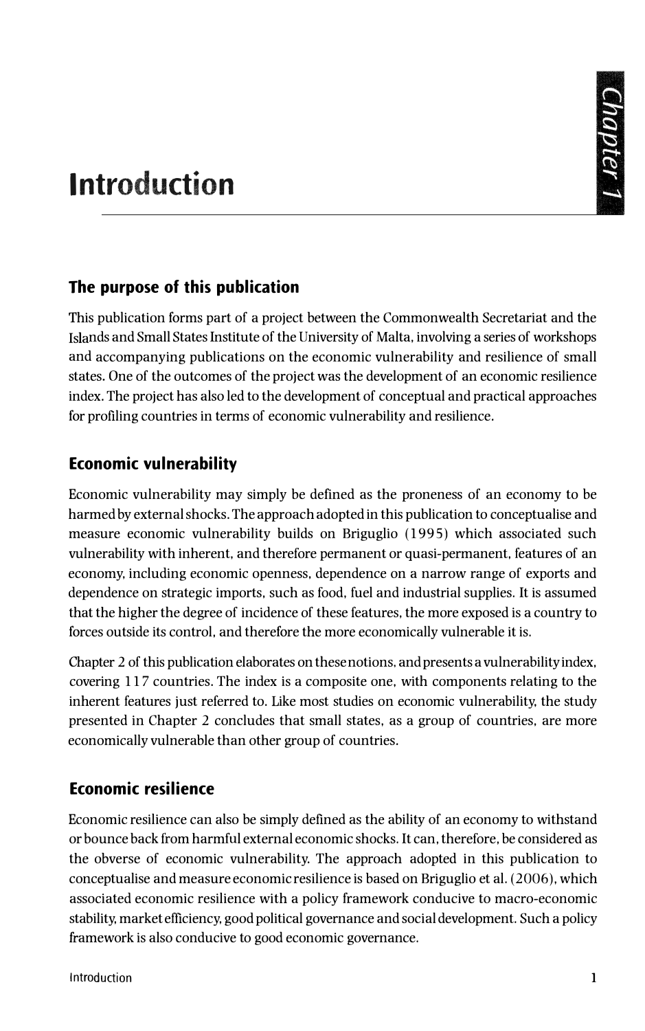# Introduction

## The purpose of this publication

This publication forms part of a project between the Commonwealth Secretariat and the Islands and Small States Institute of the University of Malta, involving a series of workshops and accompanying publications on the economic vulnerability and resilience of small states. One of the outcomes of the project was the development of an economic resilience index. The project has also led to the development of conceptual and practical approaches for profiling countries in terms of economic vulnerability and resilience.

## Economic vulnerability

Economic vulnerability may simply be defined as the proneness of an economy to be harmed by external shocks. The approach adopted in this publication to conceptualise and measure economic vulnerability builds on Briguglio (1995) which associated such vulnerability with inherent, and therefore permanent or quasi-permanent, features of an economy, including economic openness, dependence on a narrow range of exports and dependence on strategic imports, such as food, fuel and industrial supplies. It is assumed that the higher the degree of incidence of these features, the more exposed is a country to forces outside its control, and therefore the more economically vulnerable it is.

Chapter 2 of this publication elaborates on these notions, and presents a vulnerability index, covering 117 countries. The index is a composite one, with components relating to the inherent features just referred to. Like most studies on economic vulnerability, the study presented in Chapter 2 concludes that small states, as a group of countries, are more economically vulnerable than other group of countries.

## Economic resilience

Economic resilience can also be simply defined as the ability of an economy to withstand or bounce back from harmful external economic shocks. It can, therefore, be considered as the obverse of economic vulnerability. The approach adopted in this publication to conceptualise and measure economic resilience is based on Briguglio et al. (2006), which associated economic resilience with a policy framework conducive to macro-economic stability, market efficiency, good political governance and social development. Such a policy framework is also conducive to good economic governance.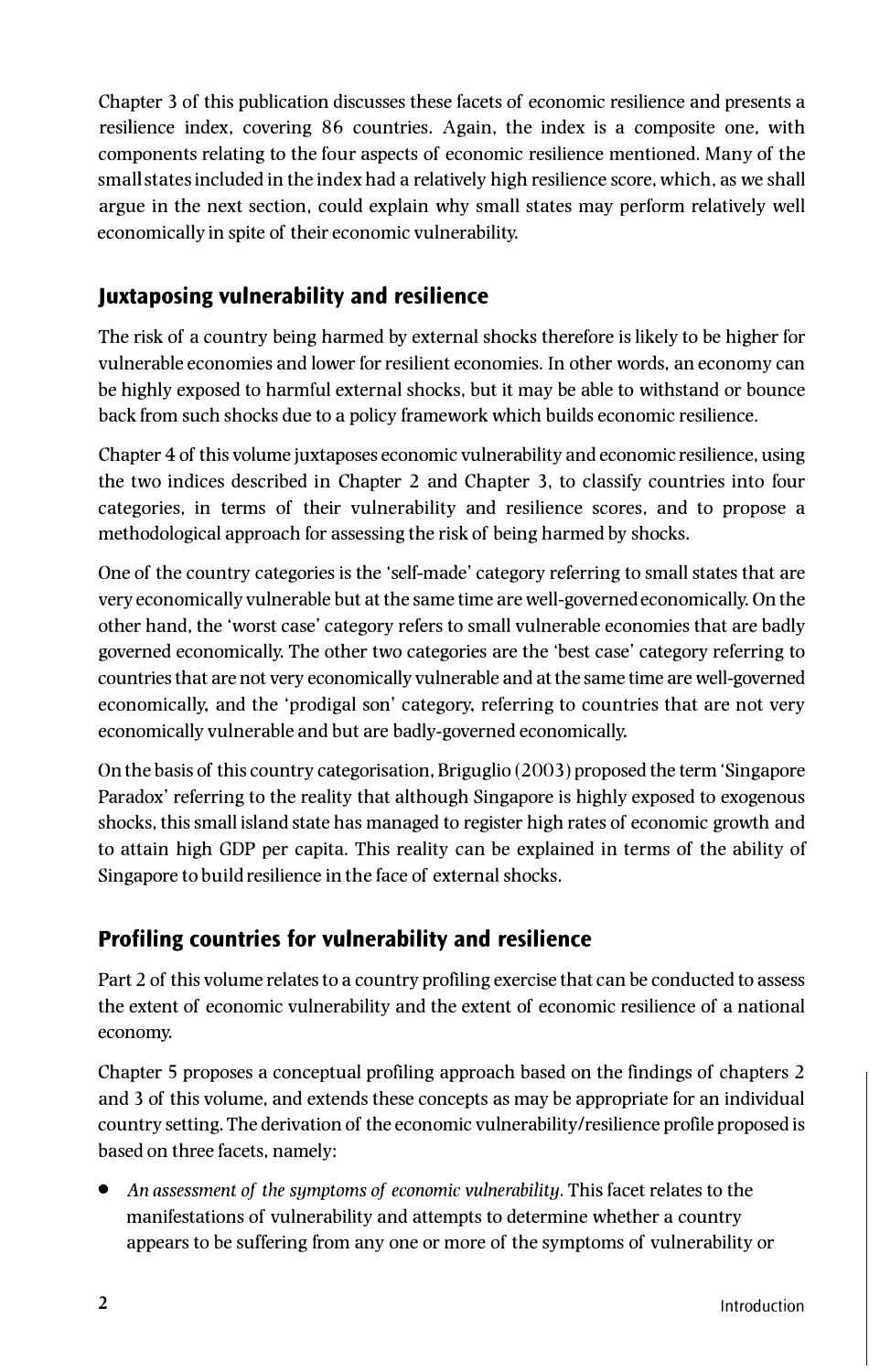Chapter 3 of this publication discusses these facets of economic resilience and presents a resilience index, covering 86 countries. Again, the index is a composite one, with components relating to the four aspects of economic resilience mentioned. Many of the small states included in the index had a relatively high resilience score, which, as we shall argue in the next section, could explain why small states may perform relatively well economically in spite of their economic vulnerability.

## Juxtaposing vulnerability and resilience

The risk of a country being harmed by external shocks therefore is likely to be higher for vulnerable economies and lower for resilient economies. In other words, an economy can be highly exposed to harmful external shocks, but it may be able to withstand or bounce back from such shocks due to a policy framework which builds economic resilience.

Chapter 4 of this volume juxtaposes economic vulnerability and economic resilience, using the two indices described in Chapter 2 and Chapter 3, to classify countries into four categories, in terms of their vulnerability and resilience scores, and to propose a methodological approach for assessing the risk of being harmed by shocks.

One of the country categories is the 'self-made' category referring to small states that are very economically vulnerable but at the same time are well-governed economically. On the other hand, the 'worst case' category refers to small vulnerable economies that are badly governed economically. The other two categories are the 'best case' category referring to countries that are not very economically vulnerable and at the same time are well-governed economically, and the 'prodigal son' category, referring to countries that are not very economically vulnerable and but are badly-governed economically.

On the basis of this country categorisation, Briguglio (2003) proposed the term 'Singapore Paradox' referring to the reality that although Singapore is highly exposed to exogenous shocks, this small island state has managed to register high rates of economic growth and to attain high GDP per capita. This reality can be explained in terms of the ability of Singapore to build resilience in the face of external shocks.

## Profiling countries for vulnerability and resilience

Part 2 of this volume relates to a country profiling exercise that can be conducted to assess the extent of economic vulnerability and the extent of economic resilience of a national economy.

Chapter 5 proposes a conceptual profiling approach based on the findings of chapters 2 and 3 of this volume, and extends these concepts as may be appropriate for an individual country setting. The derivation of the economic vulnerability/resilience profile proposed is based on three facets, namely:

- *An assessment of the symptoms of economic vulnerability.* This facet relates to the manifestations of vulnerability and attempts to determine whether a country appears to be suffering from any one or more of the symptoms of vulnerability or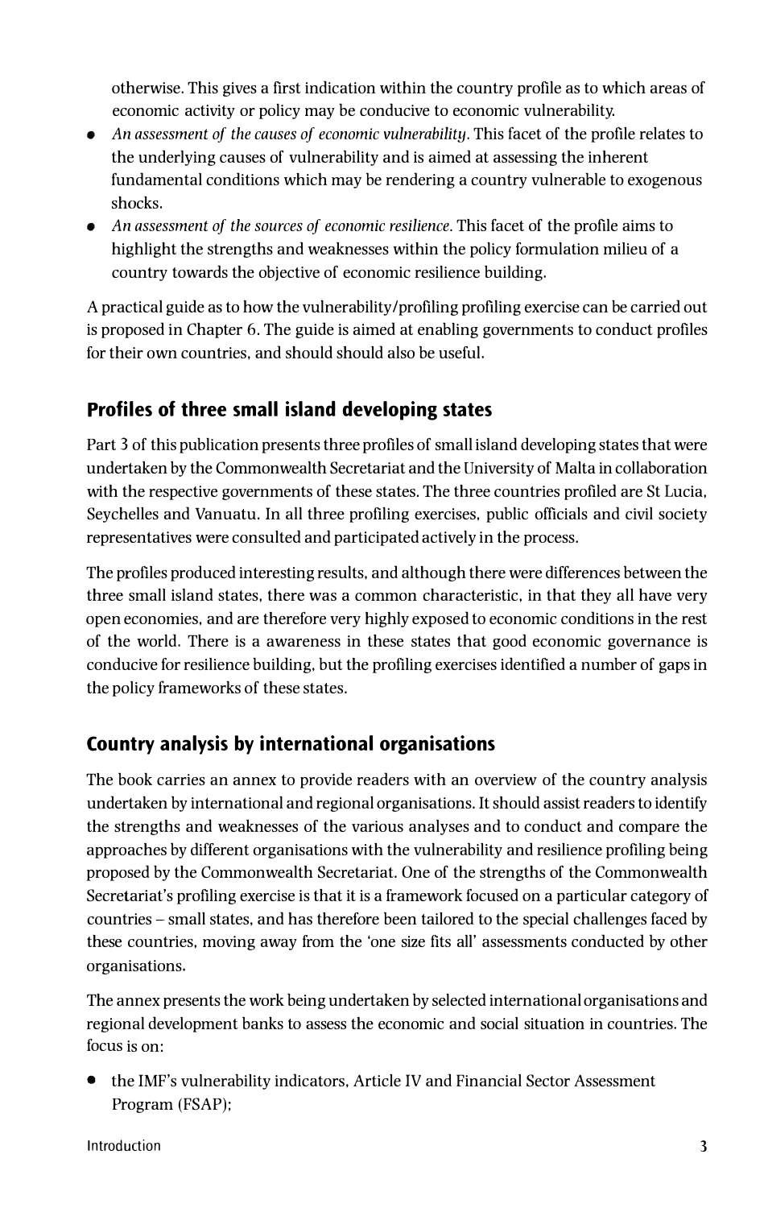otherwise. This gives a first indication within the country profile as to which areas of economic activity or policy may be conducive to economic vulnerability.

- *An assessment of the causes of economic vulnerability.* This facet of the profile relates to the underlying causes of vulnerability and is aimed at assessing the inherent fundamental conditions which may be rendering a country vulnerable to exogenous shocks.
- *An assessment of the sources of economic resilience.* This facet of the profile aims to highlight the strengths and weaknesses within the policy formulation milieu of a country towards the objective of economic resilience building.

A practical guide as to how the vulnerability/profiling profiling exercise can be carried out is proposed in Chapter 6. The guide is aimed at enabling governments to conduct profiles for their own countries, and should should also be useful.

## Profiles of three small island developing states

Part 3 of this publication presents three profiles of small island developing states that were undertaken by the Commonwealth Secretariat and the University of Malta in collaboration with the respective governments of these states. The three countries profiled are St Lucia, Seychelles and Vanuatu. In all three profiling exercises, public officials and civil society representatives were consulted and participated actively in the process.

The profiles produced interesting results, and although there were differences between the three small island states, there was a common characteristic, in that they all have very open economies, and are therefore very highly exposed to economic conditions in the rest of the world. There is a awareness in these states that good economic governance is conducive for resilience building, but the profiling exercises identified a number of gaps in the policy frameworks of these states.

## Country analysis by international organisations

The book carries an annex to provide readers with an overview of the country analysis undertaken by international and regional organisations. It should assist readers to identify the strengths and weaknesses of the various analyses and to conduct and compare the approaches by different organisations with the vulnerability and resilience profiling being proposed by the Commonwealth Secretariat. One of the strengths of the Commonwealth Secretariat's profiling exercise is that it is a framework focused on a particular category of countries – small states, and has therefore been tailored to the special challenges faced by these countries, moving away from the 'one size fits all' assessments conducted by other organisations.

The annex presents the work being undertaken by selected international organisations and regional development banks to assess the economic and social situation in countries. The focus is on:

- the IMF's vulnerability indicators, Article IV and Financial Sector Assessment Program (FSAP);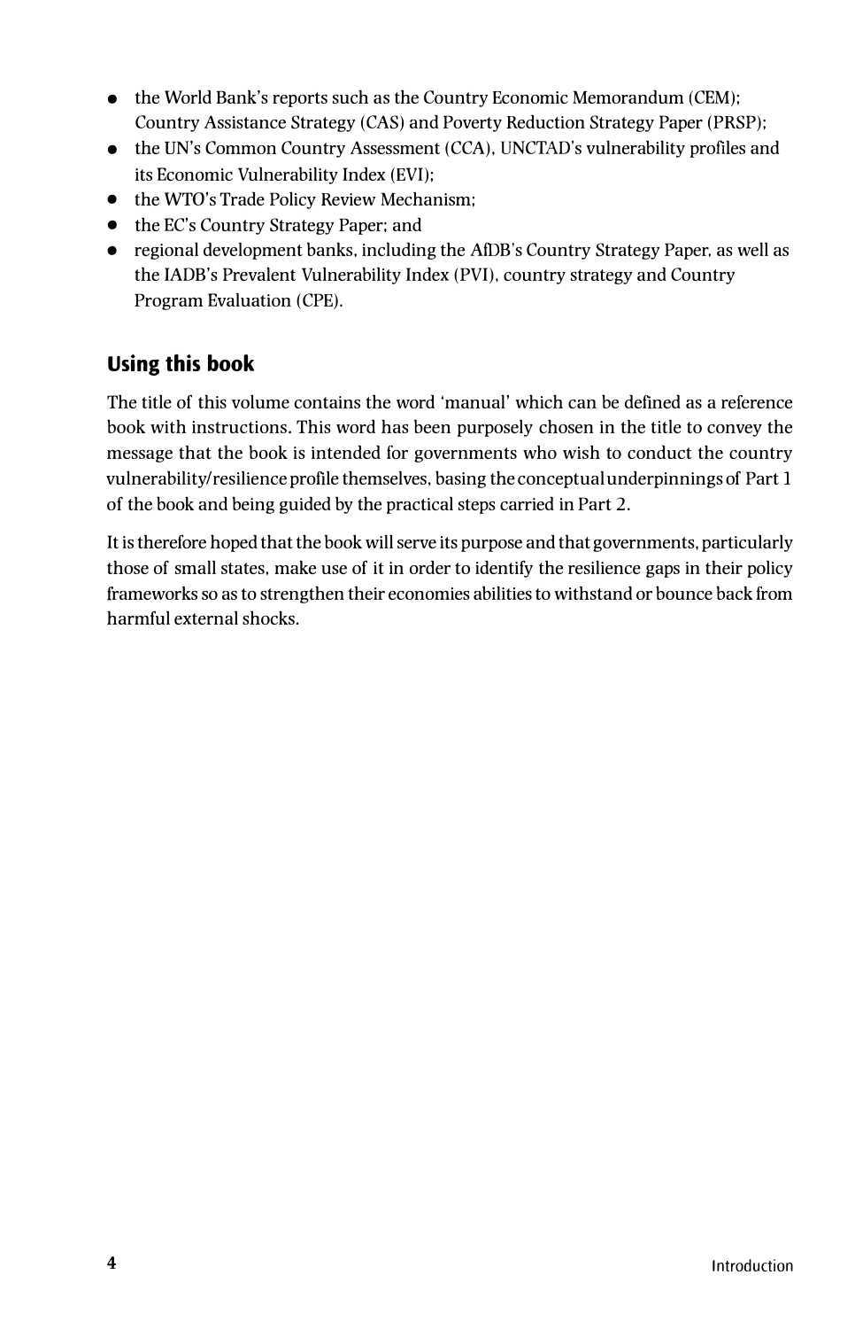- the World Bank's reports such as the Country Economic Memorandum (CEM); Country Assistance Strategy (CAS) and Poverty Reduction Strategy Paper (PRSP);
- the UN's Common Country Assessment (CCA), UNCTAD's vulnerability profiles and its Economic Vulnerability Index (EVI);
- the WTO's Trade Policy Review Mechanism;
- the EC's Country Strategy Paper; and
- regional development banks, including the AfDB's Country Strategy Paper, as well as the IADB's Prevalent Vulnerability Index (PVI), country strategy and Country Program Evaluation (CPE).

## Using this book

The title of this volume contains the word 'manual' which can be defined as a reference book with instructions. This word has been purposely chosen in the title to convey the message that the book is intended for governments who wish to conduct the country vulnerability/resilience profile themselves, basing the conceptual underpinnings of Part 1 of the book and being guided by the practical steps carried in Part 2.

It is therefore hoped that the book will serve its purpose and that governments, particularly those of small states, make use of it in order to identify the resilience gaps in their policy frameworks so as to strengthen their economies abilities to withstand or bounce back from harmful external shocks.